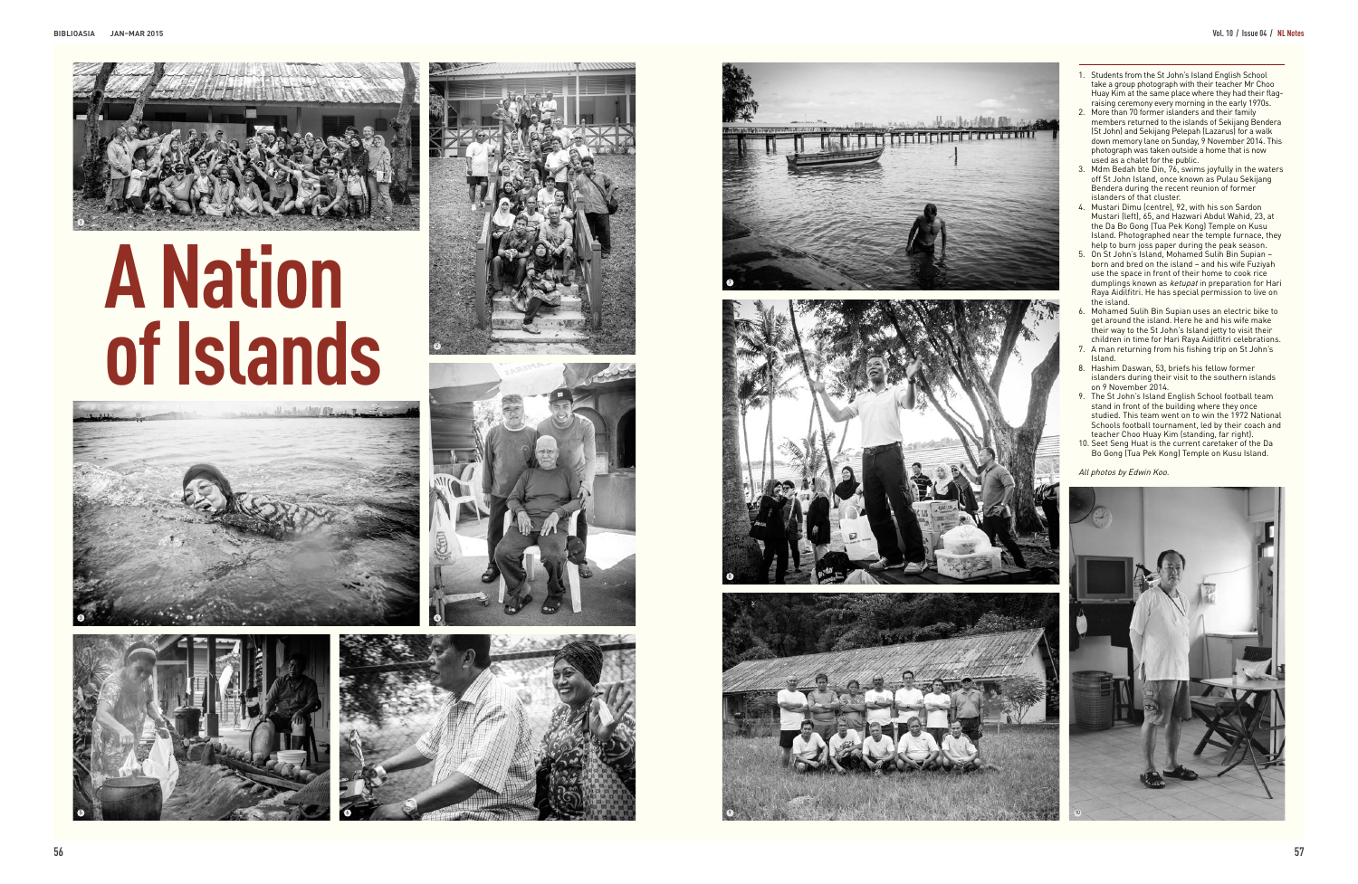# A Nation of Islands

1. Students from the St John's Island English School take a group photograph with their teacher Mr Choo Huay Kim at the same place where they had their flag-raising ceremony every morning in the early 1970s.
2. More than 70 former islanders and their family members returned to the islands of Sekijang Bendera (St John) and Sekijang Pelepah (Lazarus) for a walk down memory lane on Sunday, 9 November 2014. This photograph was taken outside a home that is now used as a chalet for the public.
3. Mdm Bedah bte Din, 76, swims joyfully in the waters off St John Island, once known as Pulau Sekijang Bendera during the recent reunion of former islanders of that cluster.
4. Mustari Dimu (centre), 92, with his son Sardon Mustari (left), 65, and Hazwari Abdul Wahid, 23, at the Da Bo Gong (Tua Pek Kong) Temple on Kusu Island. Photographed near the temple furnace, they help to burn joss paper during the peak season.
5. On St John's Island, Mohamed Sulih Bin Supian – born and bred on the island – and his wife Fuziyah use the space in front of their home to cook rice dumplings known as *ketupat* in preparation for Hari Raya Aidilfitri. He has special permission to live on the island.
6. Mohamed Sulih Bin Supian uses an electric bike to get around the island. Here he and his wife make their way to the St John's Island jetty to visit their children in time for Hari Raya Aidilfitri celebrations.
7. A man returning from his fishing trip on St John's Island.
8. Hashim Daswan, 53, briefs his fellow former islanders during their visit to the southern islands on 9 November 2014.
9. The St John's Island English School football team stand in front of the building where they once studied. This team went on to win the 1972 National Schools football tournament, led by their coach and teacher Choo Huay Kim (standing, far right).
10. Seet Seng Huat is the current caretaker of the Da Bo Gong (Tua Pek Kong) Temple on Kusu Island.

*All photos by Edwin Koo.*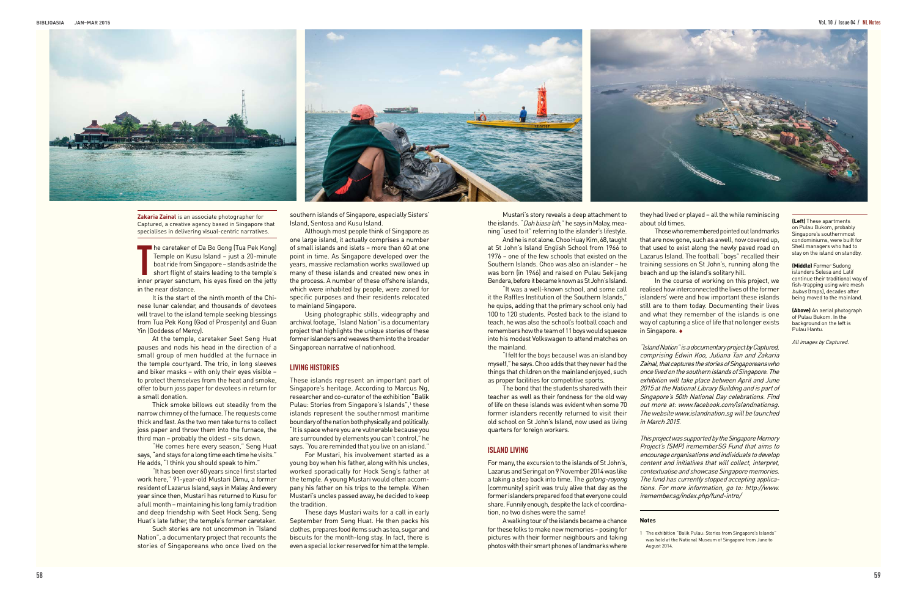**Zakaria Zainal** is an associate photographer for Captured, a creative agency based in Singapore that specialises in delivering visual-centric narratives.

The caretaker of Da Bo Gong (Tua Pek Kong) Temple on Kusu Island – just a 20-minute boat ride from Singapore – stands astride the short flight of stairs leading to the temple's inner prayer sanctum, his eyes fixed on the jetty in the near distance.

It is the start of the ninth month of the Chinese lunar calendar, and thousands of devotees will travel to the island temple seeking blessings from Tua Pek Kong (God of Prosperity) and Guan Yin (Goddess of Mercy).

At the temple, caretaker Seet Seng Huat pauses and nods his head in the direction of a small group of men huddled at the furnace in the temple courtyard. The trio, in long sleeves and biker masks – with only their eyes visible – to protect themselves from the heat and smoke, offer to burn joss paper for devotees in return for a small donation.

Thick smoke billows out steadily from the narrow chimney of the furnace. The requests come thick and fast. As the two men take turns to collect joss paper and throw them into the furnace, the third man – probably the oldest – sits down.

"He comes here every season," Seng Huat says, "and stays for a long time each time he visits." He adds, "I think you should speak to him."

"It has been over 60 years since I first started work here," 91-year-old Mustari Dimu, a former resident of Lazarus Island, says in Malay. And every year since then, Mustari has returned to Kusu for a full month – maintaining his long family tradition and deep friendship with Seet Hock Seng, Seng Huat's late father, the temple's former caretaker.

Such stories are not uncommon in "Island Nation", a documentary project that recounts the stories of Singaporeans who once lived on the southern islands of Singapore, especially Sisters' Island, Sentosa and Kusu Island.

Although most people think of Singapore as one large island, it actually comprises a number of small islands and islets – more than 60 at one point in time. As Singapore developed over the years, massive reclamation works swallowed up many of these islands and created new ones in the process. A number of these offshore islands, which were inhabited by people, were zoned for specific purposes and their residents relocated to mainland Singapore.

Using photographic stills, videography and archival footage, "Island Nation" is a documentary project that highlights the unique stories of these former islanders and weaves them into the broader Singaporean narrative of nationhood.

## LIVING HISTORIES

These islands represent an important part of Singapore's heritage. According to Marcus Ng, researcher and co-curator of the exhibition "Balik Pulau: Stories from Singapore's Islands",[1] these islands represent the southernmost maritime boundary of the nation both physically and politically. "It is space where you are vulnerable because you are surrounded by elements you can't control," he says. "You are reminded that you live on an island."

For Mustari, his involvement started as a young boy when his father, along with his uncles, worked sporadically for Hock Seng's father at the temple. A young Mustari would often accompany his father on his trips to the temple. When Mustari's uncles passed away, he decided to keep the tradition.

These days Mustari waits for a call in early September from Seng Huat. He then packs his clothes, prepares food items such as tea, sugar and biscuits for the month-long stay. In fact, there is even a special locker reserved for him at the temple.

Mustari's story reveals a deep attachment to the islands. "*Dah biasa lah*," he says in Malay, meaning "used to it" referring to the islander's lifestyle.

And he is not alone. Choo Huay Kim, 68, taught at St John's Island English School from 1966 to 1976 – one of the few schools that existed on the Southern Islands. Choo was also an islander – he was born (in 1946) and raised on Pulau Sekijang Bendera, before it became known as St John's Island.

"It was a well-known school, and some call it the Raffles Institution of the Southern Islands," he quips, adding that the primary school only had 100 to 120 students. Posted back to the island to teach, he was also the school's football coach and remembers how the team of 11 boys would squeeze into his modest Volkswagen to attend matches on the mainland.

"I felt for the boys because I was an island boy myself," he says. Choo adds that they never had the things that children on the mainland enjoyed, such as proper facilities for competitive sports.

The bond that the students shared with their teacher as well as their fondness for the old way of life on these islands was evident when some 70 former islanders recently returned to visit their old school on St John's Island, now used as living quarters for foreign workers.

## ISLAND LIVING

For many, the excursion to the islands of St John's, Lazarus and Seringat on 9 November 2014 was like a taking a step back into time. The *gotong-royong* (community) spirit was truly alive that day as the former islanders prepared food that everyone could share. Funnily enough, despite the lack of coordination, no two dishes were the same!

A walking tour of the islands became a chance for these folks to make new memories – posing for pictures with their former neighbours and taking photos with their smart phones of landmarks where they had lived or played – all the while reminiscing about old times.

Those who remembered pointed out landmarks that are now gone, such as a well, now covered up, that used to exist along the newly paved road on Lazarus Island. The football "boys" recalled their training sessions on St John's, running along the beach and up the island's solitary hill.

In the course of working on this project, we realised how interconnected the lives of the former islanders' were and how important these islands still are to them today. Documenting their lives and what they remember of the islands is one way of capturing a slice of life that no longer exists in Singapore. ♦

*"Island Nation" is a documentary project by Captured, comprising Edwin Koo, Juliana Tan and Zakaria Zainal, that captures the stories of Singaporeans who once lived on the southern islands of Singapore. The exhibition will take place between April and June 2015 at the National Library Building and is part of Singapore's 50th National Day celebrations. Find out more at: www.facebook.com/islandnationsg. The website www.islandnation.sg will be launched in March 2015.*

*This project was supported by the Singapore Memory Project's (SMP) irememberSG Fund that aims to encourage organisations and individuals to develop content and initiatives that will collect, interpret, contextualise and showcase Singapore memories. The fund has currently stopped accepting applications. For more information, go to: http://www.iremember.sg/index.php/fund-intro/*

**(Left)** These apartments on Pulau Bukom, probably Singapore's southernmost condominiums, were built for Shell managers who had to stay on the island on standby.

**(Middle)** Former Sudong islanders Selesa and Latif continue their traditional way of fish-trapping using wire mesh *bubus* (traps), decades after being moved to the mainland.

**(Above)** An aerial photograph of Pulau Bukom. In the background on the left is Pulau Hantu.

*All images by Captured.*

### Notes

1 The exhibition "Balik Pulau: Stories from Singapore's Islands" was held at the National Museum of Singapore from June to August 2014.